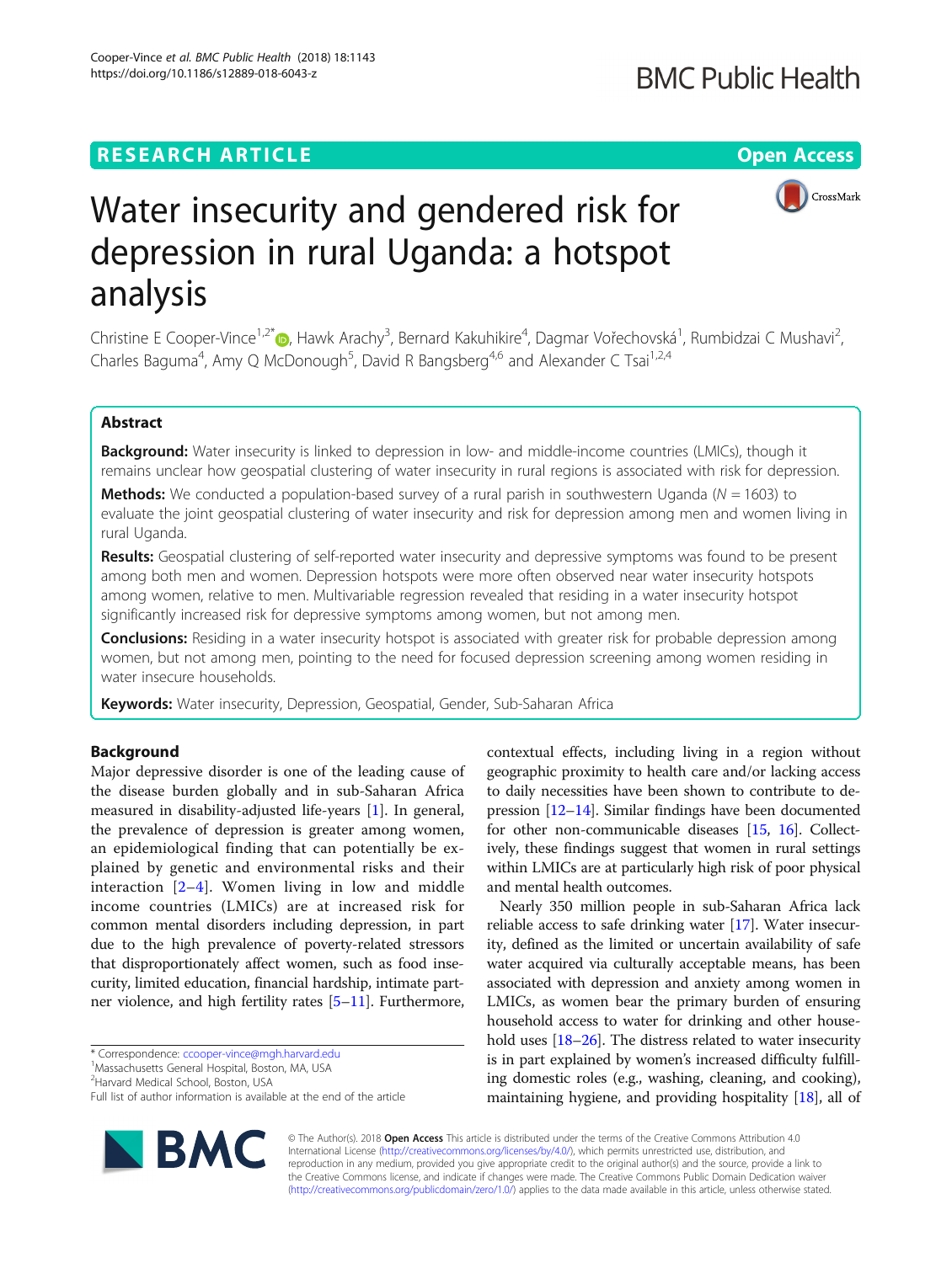RESEARCH ARTICLE

Open Access

# Water insecurity and gendered risk for depression in rural Uganda: a hotspot analysis

Christine E Cooper-Vince[1,2*], Hawk Arachy[3], Bernard Kakuhikire[4], Dagmar Vořechovská[1], Rumbidzai C Mushavi[2], Charles Baguma[4], Amy Q McDonough[5], David R Bangsberg[4,6] and Alexander C Tsai[1,2,4]

## Abstract

**Background:** Water insecurity is linked to depression in low- and middle-income countries (LMICs), though it remains unclear how geospatial clustering of water insecurity in rural regions is associated with risk for depression.

**Methods:** We conducted a population-based survey of a rural parish in southwestern Uganda ($N = 1603$) to evaluate the joint geospatial clustering of water insecurity and risk for depression among men and women living in rural Uganda.

**Results:** Geospatial clustering of self-reported water insecurity and depressive symptoms was found to be present among both men and women. Depression hotspots were more often observed near water insecurity hotspots among women, relative to men. Multivariable regression revealed that residing in a water insecurity hotspot significantly increased risk for depressive symptoms among women, but not among men.

**Conclusions:** Residing in a water insecurity hotspot is associated with greater risk for probable depression among women, but not among men, pointing to the need for focused depression screening among women residing in water insecure households.

**Keywords:** Water insecurity, Depression, Geospatial, Gender, Sub-Saharan Africa

## Background

Major depressive disorder is one of the leading cause of the disease burden globally and in sub-Saharan Africa measured in disability-adjusted life-years [1]. In general, the prevalence of depression is greater among women, an epidemiological finding that can potentially be explained by genetic and environmental risks and their interaction [2–4]. Women living in low and middle income countries (LMICs) are at increased risk for common mental disorders including depression, in part due to the high prevalence of poverty-related stressors that disproportionately affect women, such as food insecurity, limited education, financial hardship, intimate partner violence, and high fertility rates [5–11]. Furthermore, contextual effects, including living in a region without geographic proximity to health care and/or lacking access to daily necessities have been shown to contribute to depression [12–14]. Similar findings have been documented for other non-communicable diseases [15, 16]. Collectively, these findings suggest that women in rural settings within LMICs are at particularly high risk of poor physical and mental health outcomes.

Nearly 350 million people in sub-Saharan Africa lack reliable access to safe drinking water [17]. Water insecurity, defined as the limited or uncertain availability of safe water acquired via culturally acceptable means, has been associated with depression and anxiety among women in LMICs, as women bear the primary burden of ensuring household access to water for drinking and other household uses [18–26]. The distress related to water insecurity is in part explained by women's increased difficulty fulfilling domestic roles (e.g., washing, cleaning, and cooking), maintaining hygiene, and providing hospitality [18], all of

\* Correspondence: ccooper-vince@mgh.harvard.edu
[1]Massachusetts General Hospital, Boston, MA, USA
[2]Harvard Medical School, Boston, USA
Full list of author information is available at the end of the article

© The Author(s). 2018 **Open Access** This article is distributed under the terms of the Creative Commons Attribution 4.0 International License (http://creativecommons.org/licenses/by/4.0/), which permits unrestricted use, distribution, and reproduction in any medium, provided you give appropriate credit to the original author(s) and the source, provide a link to the Creative Commons license, and indicate if changes were made. The Creative Commons Public Domain Dedication waiver (http://creativecommons.org/publicdomain/zero/1.0/) applies to the data made available in this article, unless otherwise stated.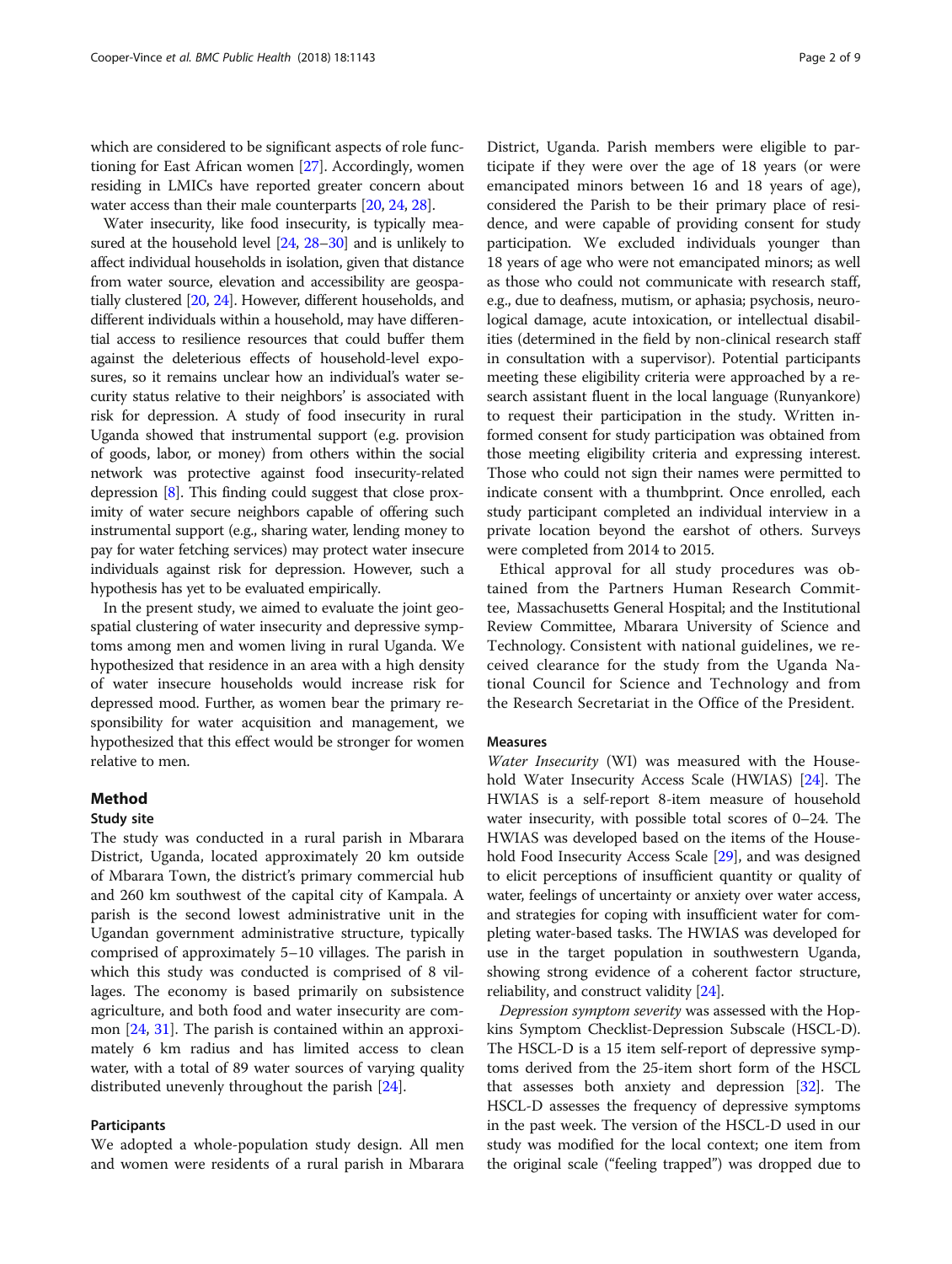which are considered to be significant aspects of role functioning for East African women [27]. Accordingly, women residing in LMICs have reported greater concern about water access than their male counterparts [20, 24, 28].

Water insecurity, like food insecurity, is typically measured at the household level [24, 28–30] and is unlikely to affect individual households in isolation, given that distance from water source, elevation and accessibility are geospatially clustered [20, 24]. However, different households, and different individuals within a household, may have differential access to resilience resources that could buffer them against the deleterious effects of household-level exposures, so it remains unclear how an individual's water security status relative to their neighbors' is associated with risk for depression. A study of food insecurity in rural Uganda showed that instrumental support (e.g. provision of goods, labor, or money) from others within the social network was protective against food insecurity-related depression [8]. This finding could suggest that close proximity of water secure neighbors capable of offering such instrumental support (e.g., sharing water, lending money to pay for water fetching services) may protect water insecure individuals against risk for depression. However, such a hypothesis has yet to be evaluated empirically.

In the present study, we aimed to evaluate the joint geospatial clustering of water insecurity and depressive symptoms among men and women living in rural Uganda. We hypothesized that residence in an area with a high density of water insecure households would increase risk for depressed mood. Further, as women bear the primary responsibility for water acquisition and management, we hypothesized that this effect would be stronger for women relative to men.

## Method

### Study site

The study was conducted in a rural parish in Mbarara District, Uganda, located approximately 20 km outside of Mbarara Town, the district's primary commercial hub and 260 km southwest of the capital city of Kampala. A parish is the second lowest administrative unit in the Ugandan government administrative structure, typically comprised of approximately 5–10 villages. The parish in which this study was conducted is comprised of 8 villages. The economy is based primarily on subsistence agriculture, and both food and water insecurity are common [24, 31]. The parish is contained within an approximately 6 km radius and has limited access to clean water, with a total of 89 water sources of varying quality distributed unevenly throughout the parish [24].

### Participants

We adopted a whole-population study design. All men and women were residents of a rural parish in Mbarara District, Uganda. Parish members were eligible to participate if they were over the age of 18 years (or were emancipated minors between 16 and 18 years of age), considered the Parish to be their primary place of residence, and were capable of providing consent for study participation. We excluded individuals younger than 18 years of age who were not emancipated minors; as well as those who could not communicate with research staff, e.g., due to deafness, mutism, or aphasia; psychosis, neurological damage, acute intoxication, or intellectual disabilities (determined in the field by non-clinical research staff in consultation with a supervisor). Potential participants meeting these eligibility criteria were approached by a research assistant fluent in the local language (Runyankore) to request their participation in the study. Written informed consent for study participation was obtained from those meeting eligibility criteria and expressing interest. Those who could not sign their names were permitted to indicate consent with a thumbprint. Once enrolled, each study participant completed an individual interview in a private location beyond the earshot of others. Surveys were completed from 2014 to 2015.

Ethical approval for all study procedures was obtained from the Partners Human Research Committee, Massachusetts General Hospital; and the Institutional Review Committee, Mbarara University of Science and Technology. Consistent with national guidelines, we received clearance for the study from the Uganda National Council for Science and Technology and from the Research Secretariat in the Office of the President.

### Measures

*Water Insecurity* (WI) was measured with the Household Water Insecurity Access Scale (HWIAS) [24]. The HWIAS is a self-report 8-item measure of household water insecurity, with possible total scores of 0–24. The HWIAS was developed based on the items of the Household Food Insecurity Access Scale [29], and was designed to elicit perceptions of insufficient quantity or quality of water, feelings of uncertainty or anxiety over water access, and strategies for coping with insufficient water for completing water-based tasks. The HWIAS was developed for use in the target population in southwestern Uganda, showing strong evidence of a coherent factor structure, reliability, and construct validity [24].

*Depression symptom severity* was assessed with the Hopkins Symptom Checklist-Depression Subscale (HSCL-D). The HSCL-D is a 15 item self-report of depressive symptoms derived from the 25-item short form of the HSCL that assesses both anxiety and depression [32]. The HSCL-D assesses the frequency of depressive symptoms in the past week. The version of the HSCL-D used in our study was modified for the local context; one item from the original scale ("feeling trapped") was dropped due to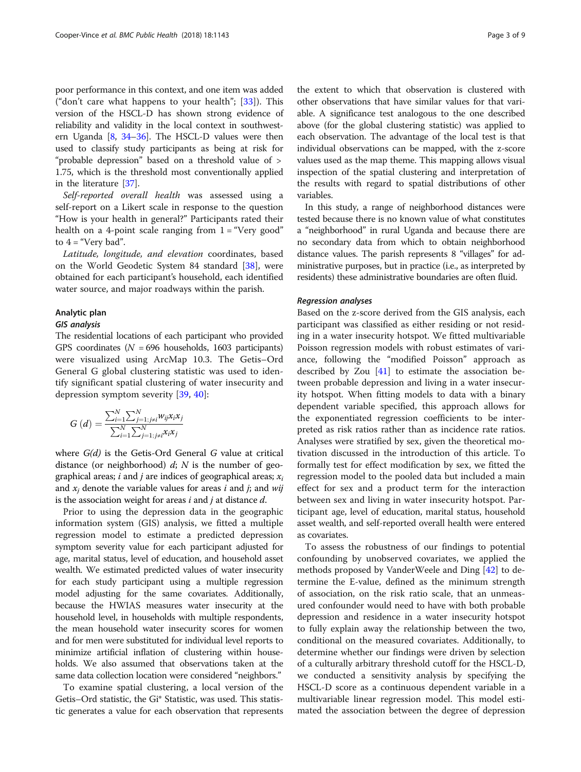poor performance in this context, and one item was added ("don't care what happens to your health"; [33]). This version of the HSCL-D has shown strong evidence of reliability and validity in the local context in southwestern Uganda [8, 34–36]. The HSCL-D values were then used to classify study participants as being at risk for "probable depression" based on a threshold value of > 1.75, which is the threshold most conventionally applied in the literature [37].

*Self-reported overall health* was assessed using a self-report on a Likert scale in response to the question "How is your health in general?" Participants rated their health on a 4-point scale ranging from 1 = "Very good" to 4 = "Very bad".

*Latitude, longitude, and elevation* coordinates, based on the World Geodetic System 84 standard [38], were obtained for each participant's household, each identified water source, and major roadways within the parish.

## Analytic plan

### GIS analysis

The residential locations of each participant who provided GPS coordinates ($N$ = 696 households, 1603 participants) were visualized using ArcMap 10.3. The Getis–Ord General G global clustering statistic was used to identify significant spatial clustering of water insecurity and depression symptom severity [39, 40]:

$$G(d) = \frac{\sum_{i=1}^{N}\sum_{j=1; j\neq i}^{N} w_{ij}x_i x_j}{\sum_{i=1}^{N}\sum_{j=1; j\neq i}^{N} x_i x_j}$$

where $G(d)$ is the Getis-Ord General $G$ value at critical distance (or neighborhood) $d$; $N$ is the number of geographical areas; $i$ and $j$ are indices of geographical areas; $x_i$ and $x_j$ denote the variable values for areas $i$ and $j$; and $wij$ is the association weight for areas $i$ and $j$ at distance $d$.

Prior to using the depression data in the geographic information system (GIS) analysis, we fitted a multiple regression model to estimate a predicted depression symptom severity value for each participant adjusted for age, marital status, level of education, and household asset wealth. We estimated predicted values of water insecurity for each study participant using a multiple regression model adjusting for the same covariates. Additionally, because the HWIAS measures water insecurity at the household level, in households with multiple respondents, the mean household water insecurity scores for women and for men were substituted for individual level reports to minimize artificial inflation of clustering within households. We also assumed that observations taken at the same data collection location were considered "neighbors."

To examine spatial clustering, a local version of the Getis–Ord statistic, the Gi* Statistic, was used. This statistic generates a value for each observation that represents the extent to which that observation is clustered with other observations that have similar values for that variable. A significance test analogous to the one described above (for the global clustering statistic) was applied to each observation. The advantage of the local test is that individual observations can be mapped, with the z-score values used as the map theme. This mapping allows visual inspection of the spatial clustering and interpretation of the results with regard to spatial distributions of other variables.

In this study, a range of neighborhood distances were tested because there is no known value of what constitutes a "neighborhood" in rural Uganda and because there are no secondary data from which to obtain neighborhood distance values. The parish represents 8 "villages" for administrative purposes, but in practice (i.e., as interpreted by residents) these administrative boundaries are often fluid.

### Regression analyses

Based on the z-score derived from the GIS analysis, each participant was classified as either residing or not residing in a water insecurity hotspot. We fitted multivariable Poisson regression models with robust estimates of variance, following the "modified Poisson" approach as described by Zou [41] to estimate the association between probable depression and living in a water insecurity hotspot. When fitting models to data with a binary dependent variable specified, this approach allows for the exponentiated regression coefficients to be interpreted as risk ratios rather than as incidence rate ratios. Analyses were stratified by sex, given the theoretical motivation discussed in the introduction of this article. To formally test for effect modification by sex, we fitted the regression model to the pooled data but included a main effect for sex and a product term for the interaction between sex and living in water insecurity hotspot. Participant age, level of education, marital status, household asset wealth, and self-reported overall health were entered as covariates.

To assess the robustness of our findings to potential confounding by unobserved covariates, we applied the methods proposed by VanderWeele and Ding [42] to determine the E-value, defined as the minimum strength of association, on the risk ratio scale, that an unmeasured confounder would need to have with both probable depression and residence in a water insecurity hotspot to fully explain away the relationship between the two, conditional on the measured covariates. Additionally, to determine whether our findings were driven by selection of a culturally arbitrary threshold cutoff for the HSCL-D, we conducted a sensitivity analysis by specifying the HSCL-D score as a continuous dependent variable in a multivariable linear regression model. This model estimated the association between the degree of depression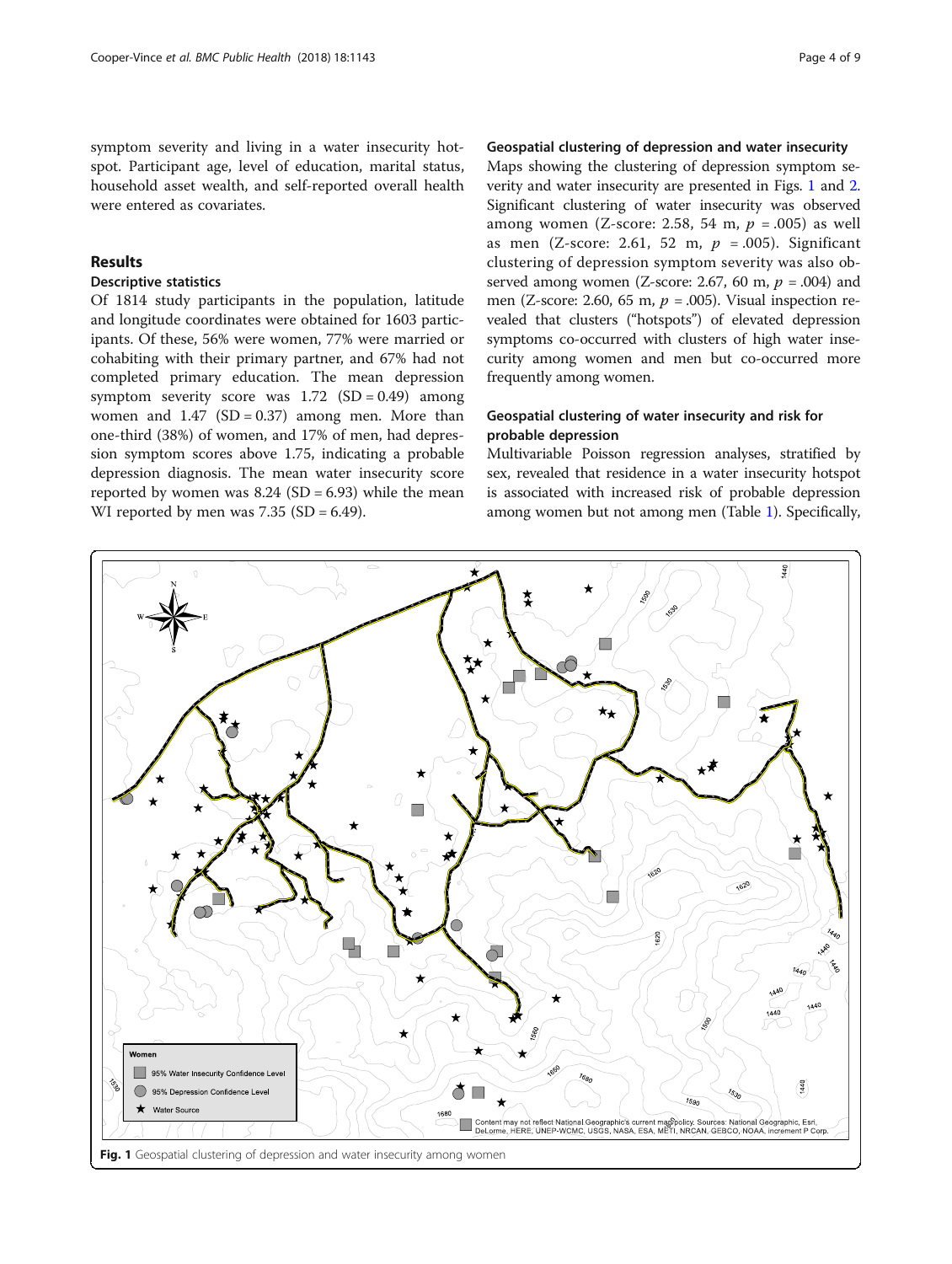symptom severity and living in a water insecurity hotspot. Participant age, level of education, marital status, household asset wealth, and self-reported overall health were entered as covariates.

## Results

### Descriptive statistics

Of 1814 study participants in the population, latitude and longitude coordinates were obtained for 1603 participants. Of these, 56% were women, 77% were married or cohabiting with their primary partner, and 67% had not completed primary education. The mean depression symptom severity score was 1.72 (SD = 0.49) among women and 1.47 (SD = 0.37) among men. More than one-third (38%) of women, and 17% of men, had depression symptom scores above 1.75, indicating a probable depression diagnosis. The mean water insecurity score reported by women was 8.24 (SD = 6.93) while the mean WI reported by men was 7.35 (SD = 6.49).

### Geospatial clustering of depression and water insecurity

Maps showing the clustering of depression symptom severity and water insecurity are presented in Figs. 1 and 2. Significant clustering of water insecurity was observed among women (Z-score: 2.58, 54 m, $p$ = .005) as well as men (Z-score: 2.61, 52 m, $p$ = .005). Significant clustering of depression symptom severity was also observed among women (Z-score: 2.67, 60 m, $p$ = .004) and men (Z-score: 2.60, 65 m, $p$ = .005). Visual inspection revealed that clusters ("hotspots") of elevated depression symptoms co-occurred with clusters of high water insecurity among women and men but co-occurred more frequently among women.

### Geospatial clustering of water insecurity and risk for probable depression

Multivariable Poisson regression analyses, stratified by sex, revealed that residence in a water insecurity hotspot is associated with increased risk of probable depression among women but not among men (Table 1). Specifically,

Fig. 1 Geospatial clustering of depression and water insecurity among women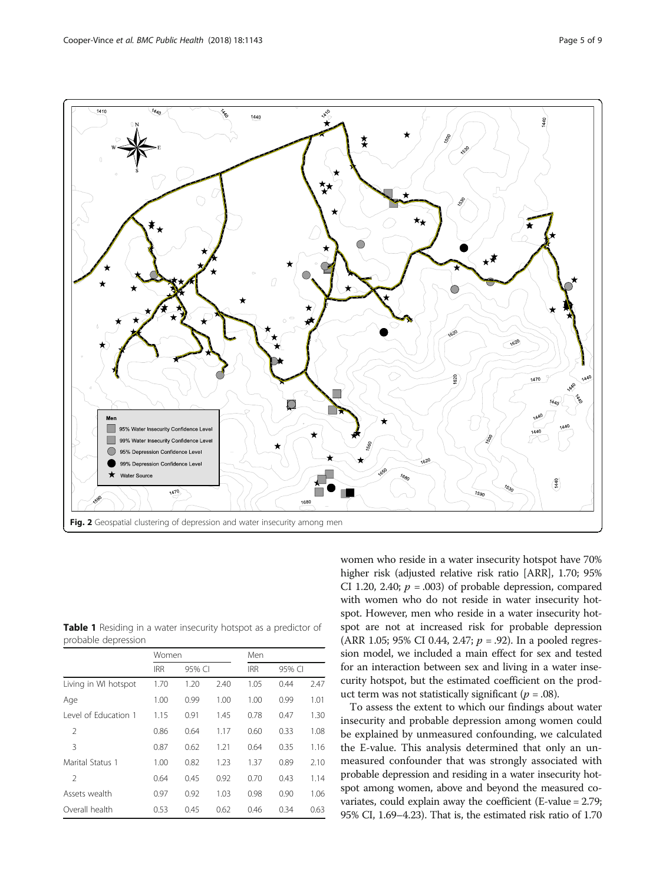Fig. 2 Geospatial clustering of depression and water insecurity among men

**Table 1** Residing in a water insecurity hotspot as a predictor of probable depression

| | Women | | | Men | | |
|---|---|---|---|---|---|---|
| | IRR | 95% CI | | IRR | 95% CI | |
| Living in WI hotspot | 1.70 | 1.20 | 2.40 | 1.05 | 0.44 | 2.47 |
| Age | 1.00 | 0.99 | 1.00 | 1.00 | 0.99 | 1.01 |
| Level of Education 1 | 1.15 | 0.91 | 1.45 | 0.78 | 0.47 | 1.30 |
| 2 | 0.86 | 0.64 | 1.17 | 0.60 | 0.33 | 1.08 |
| 3 | 0.87 | 0.62 | 1.21 | 0.64 | 0.35 | 1.16 |
| Marital Status 1 | 1.00 | 0.82 | 1.23 | 1.37 | 0.89 | 2.10 |
| 2 | 0.64 | 0.45 | 0.92 | 0.70 | 0.43 | 1.14 |
| Assets wealth | 0.97 | 0.92 | 1.03 | 0.98 | 0.90 | 1.06 |
| Overall health | 0.53 | 0.45 | 0.62 | 0.46 | 0.34 | 0.63 |

women who reside in a water insecurity hotspot have 70% higher risk (adjusted relative risk ratio [ARR], 1.70; 95% CI 1.20, 2.40; $p$ = .003) of probable depression, compared with women who do not reside in water insecurity hotspot. However, men who reside in a water insecurity hotspot are not at increased risk for probable depression (ARR 1.05; 95% CI 0.44, 2.47; $p$ = .92). In a pooled regression model, we included a main effect for sex and tested for an interaction between sex and living in a water insecurity hotspot, but the estimated coefficient on the product term was not statistically significant ($p$ = .08).

To assess the extent to which our findings about water insecurity and probable depression among women could be explained by unmeasured confounding, we calculated the E-value. This analysis determined that only an unmeasured confounder that was strongly associated with probable depression and residing in a water insecurity hotspot among women, above and beyond the measured covariates, could explain away the coefficient (E-value = 2.79; 95% CI, 1.69–4.23). That is, the estimated risk ratio of 1.70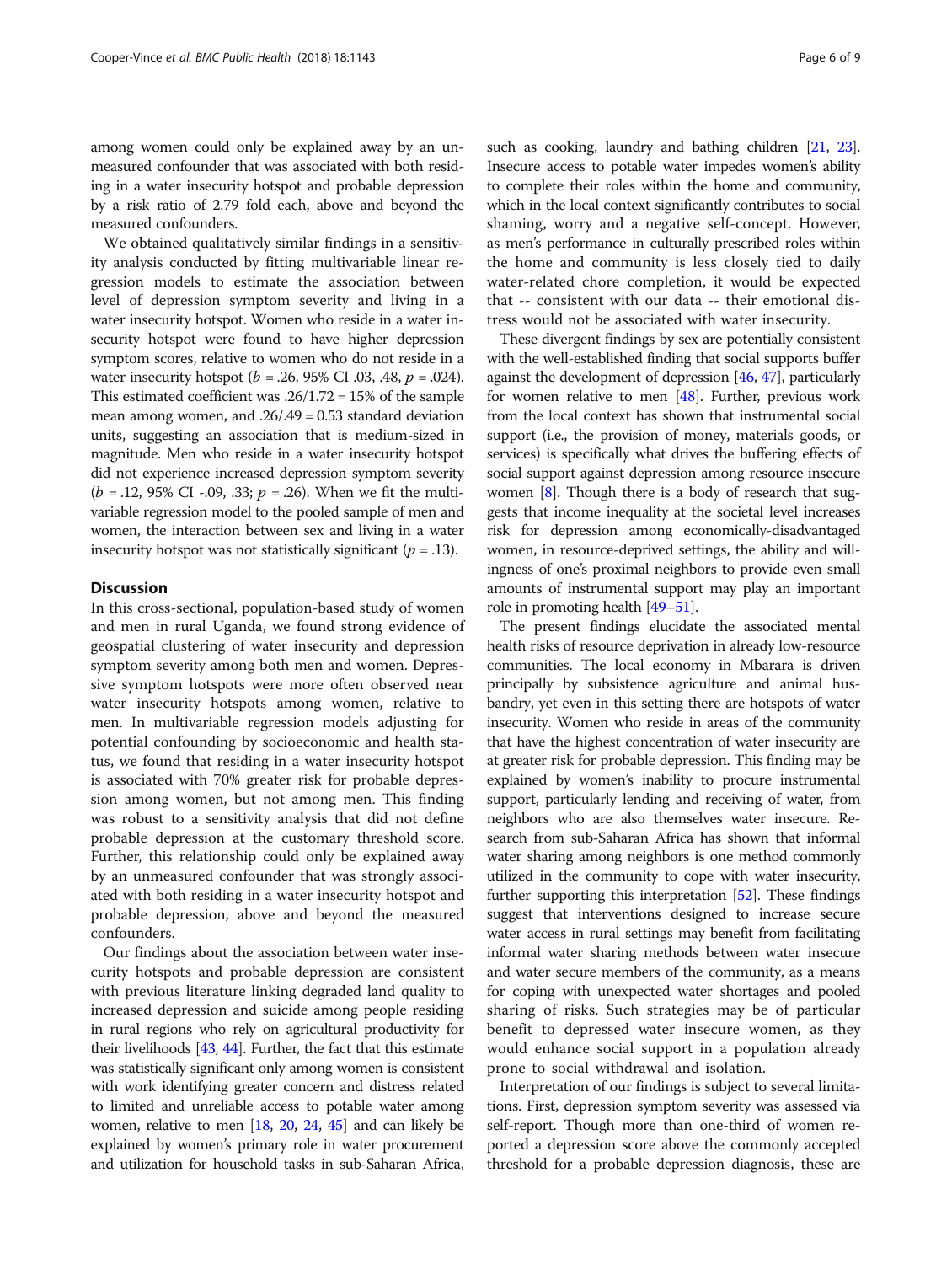among women could only be explained away by an unmeasured confounder that was associated with both residing in a water insecurity hotspot and probable depression by a risk ratio of 2.79 fold each, above and beyond the measured confounders.

We obtained qualitatively similar findings in a sensitivity analysis conducted by fitting multivariable linear regression models to estimate the association between level of depression symptom severity and living in a water insecurity hotspot. Women who reside in a water insecurity hotspot were found to have higher depression symptom scores, relative to women who do not reside in a water insecurity hotspot ($b = .26$, 95% CI .03, .48, $p = .024$). This estimated coefficient was .26/1.72 = 15% of the sample mean among women, and .26/.49 = 0.53 standard deviation units, suggesting an association that is medium-sized in magnitude. Men who reside in a water insecurity hotspot did not experience increased depression symptom severity ($b = .12$, 95% CI -.09, .33; $p = .26$). When we fit the multivariable regression model to the pooled sample of men and women, the interaction between sex and living in a water insecurity hotspot was not statistically significant ($p = .13$).

## Discussion

In this cross-sectional, population-based study of women and men in rural Uganda, we found strong evidence of geospatial clustering of water insecurity and depression symptom severity among both men and women. Depressive symptom hotspots were more often observed near water insecurity hotspots among women, relative to men. In multivariable regression models adjusting for potential confounding by socioeconomic and health status, we found that residing in a water insecurity hotspot is associated with 70% greater risk for probable depression among women, but not among men. This finding was robust to a sensitivity analysis that did not define probable depression at the customary threshold score. Further, this relationship could only be explained away by an unmeasured confounder that was strongly associated with both residing in a water insecurity hotspot and probable depression, above and beyond the measured confounders.

Our findings about the association between water insecurity hotspots and probable depression are consistent with previous literature linking degraded land quality to increased depression and suicide among people residing in rural regions who rely on agricultural productivity for their livelihoods [43, 44]. Further, the fact that this estimate was statistically significant only among women is consistent with work identifying greater concern and distress related to limited and unreliable access to potable water among women, relative to men [18, 20, 24, 45] and can likely be explained by women's primary role in water procurement and utilization for household tasks in sub-Saharan Africa, such as cooking, laundry and bathing children [21, 23]. Insecure access to potable water impedes women's ability to complete their roles within the home and community, which in the local context significantly contributes to social shaming, worry and a negative self-concept. However, as men's performance in culturally prescribed roles within the home and community is less closely tied to daily water-related chore completion, it would be expected that -- consistent with our data -- their emotional distress would not be associated with water insecurity.

These divergent findings by sex are potentially consistent with the well-established finding that social supports buffer against the development of depression [46, 47], particularly for women relative to men [48]. Further, previous work from the local context has shown that instrumental social support (i.e., the provision of money, materials goods, or services) is specifically what drives the buffering effects of social support against depression among resource insecure women [8]. Though there is a body of research that suggests that income inequality at the societal level increases risk for depression among economically-disadvantaged women, in resource-deprived settings, the ability and willingness of one's proximal neighbors to provide even small amounts of instrumental support may play an important role in promoting health [49–51].

The present findings elucidate the associated mental health risks of resource deprivation in already low-resource communities. The local economy in Mbarara is driven principally by subsistence agriculture and animal husbandry, yet even in this setting there are hotspots of water insecurity. Women who reside in areas of the community that have the highest concentration of water insecurity are at greater risk for probable depression. This finding may be explained by women's inability to procure instrumental support, particularly lending and receiving of water, from neighbors who are also themselves water insecure. Research from sub-Saharan Africa has shown that informal water sharing among neighbors is one method commonly utilized in the community to cope with water insecurity, further supporting this interpretation [52]. These findings suggest that interventions designed to increase secure water access in rural settings may benefit from facilitating informal water sharing methods between water insecure and water secure members of the community, as a means for coping with unexpected water shortages and pooled sharing of risks. Such strategies may be of particular benefit to depressed water insecure women, as they would enhance social support in a population already prone to social withdrawal and isolation.

Interpretation of our findings is subject to several limitations. First, depression symptom severity was assessed via self-report. Though more than one-third of women reported a depression score above the commonly accepted threshold for a probable depression diagnosis, these are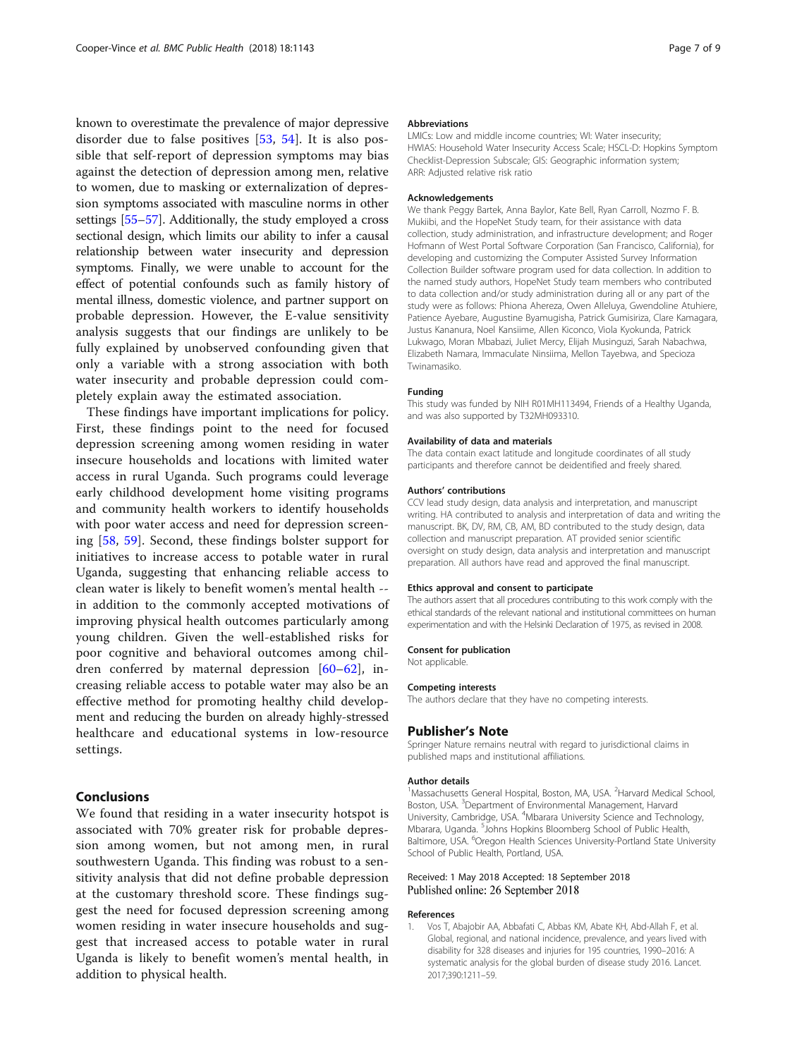known to overestimate the prevalence of major depressive disorder due to false positives [53, 54]. It is also possible that self-report of depression symptoms may bias against the detection of depression among men, relative to women, due to masking or externalization of depression symptoms associated with masculine norms in other settings [55–57]. Additionally, the study employed a cross sectional design, which limits our ability to infer a causal relationship between water insecurity and depression symptoms. Finally, we were unable to account for the effect of potential confounds such as family history of mental illness, domestic violence, and partner support on probable depression. However, the E-value sensitivity analysis suggests that our findings are unlikely to be fully explained by unobserved confounding given that only a variable with a strong association with both water insecurity and probable depression could completely explain away the estimated association.

These findings have important implications for policy. First, these findings point to the need for focused depression screening among women residing in water insecure households and locations with limited water access in rural Uganda. Such programs could leverage early childhood development home visiting programs and community health workers to identify households with poor water access and need for depression screening [58, 59]. Second, these findings bolster support for initiatives to increase access to potable water in rural Uganda, suggesting that enhancing reliable access to clean water is likely to benefit women's mental health -- in addition to the commonly accepted motivations of improving physical health outcomes particularly among young children. Given the well-established risks for poor cognitive and behavioral outcomes among children conferred by maternal depression [60–62], increasing reliable access to potable water may also be an effective method for promoting healthy child development and reducing the burden on already highly-stressed healthcare and educational systems in low-resource settings.

## Conclusions

We found that residing in a water insecurity hotspot is associated with 70% greater risk for probable depression among women, but not among men, in rural southwestern Uganda. This finding was robust to a sensitivity analysis that did not define probable depression at the customary threshold score. These findings suggest the need for focused depression screening among women residing in water insecure households and suggest that increased access to potable water in rural Uganda is likely to benefit women's mental health, in addition to physical health.

#### Abbreviations

LMICs: Low and middle income countries; WI: Water insecurity; HWIAS: Household Water Insecurity Access Scale; HSCL-D: Hopkins Symptom Checklist-Depression Subscale; GIS: Geographic information system; ARR: Adjusted relative risk ratio

#### Acknowledgements

We thank Peggy Bartek, Anna Baylor, Kate Bell, Ryan Carroll, Nozmo F. B. Mukiibi, and the HopeNet Study team, for their assistance with data collection, study administration, and infrastructure development; and Roger Hofmann of West Portal Software Corporation (San Francisco, California), for developing and customizing the Computer Assisted Survey Information Collection Builder software program used for data collection. In addition to the named study authors, HopeNet Study team members who contributed to data collection and/or study administration during all or any part of the study were as follows: Phiona Ahereza, Owen Alleluya, Gwendoline Atuhiere, Patience Ayebare, Augustine Byamugisha, Patrick Gumisiriza, Clare Kamagara, Justus Kananura, Noel Kansiime, Allen Kiconco, Viola Kyokunda, Patrick Lukwago, Moran Mbabazi, Juliet Mercy, Elijah Musinguzi, Sarah Nabachwa, Elizabeth Namara, Immaculate Ninsiima, Mellon Tayebwa, and Specioza Twinamasiko.

#### Funding

This study was funded by NIH R01MH113494, Friends of a Healthy Uganda, and was also supported by T32MH093310.

#### Availability of data and materials

The data contain exact latitude and longitude coordinates of all study participants and therefore cannot be deidentified and freely shared.

#### Authors' contributions

CCV lead study design, data analysis and interpretation, and manuscript writing. HA contributed to analysis and interpretation of data and writing the manuscript. BK, DV, RM, CB, AM, BD contributed to the study design, data collection and manuscript preparation. AT provided senior scientific oversight on study design, data analysis and interpretation and manuscript preparation. All authors have read and approved the final manuscript.

#### Ethics approval and consent to participate

The authors assert that all procedures contributing to this work comply with the ethical standards of the relevant national and institutional committees on human experimentation and with the Helsinki Declaration of 1975, as revised in 2008.

#### Consent for publication

Not applicable.

#### Competing interests

The authors declare that they have no competing interests.

### Publisher's Note

Springer Nature remains neutral with regard to jurisdictional claims in published maps and institutional affiliations.

#### Author details

[1]Massachusetts General Hospital, Boston, MA, USA. [2]Harvard Medical School, Boston, USA. [3]Department of Environmental Management, Harvard University, Cambridge, USA. [4]Mbarara University Science and Technology, Mbarara, Uganda. [5]Johns Hopkins Bloomberg School of Public Health, Baltimore, USA. [6]Oregon Health Sciences University-Portland State University School of Public Health, Portland, USA.

Received: 1 May 2018 Accepted: 18 September 2018
Published online: 26 September 2018

#### References

1. Vos T, Abajobir AA, Abbafati C, Abbas KM, Abate KH, Abd-Allah F, et al. Global, regional, and national incidence, prevalence, and years lived with disability for 328 diseases and injuries for 195 countries, 1990–2016: A systematic analysis for the global burden of disease study 2016. Lancet. 2017;390:1211–59.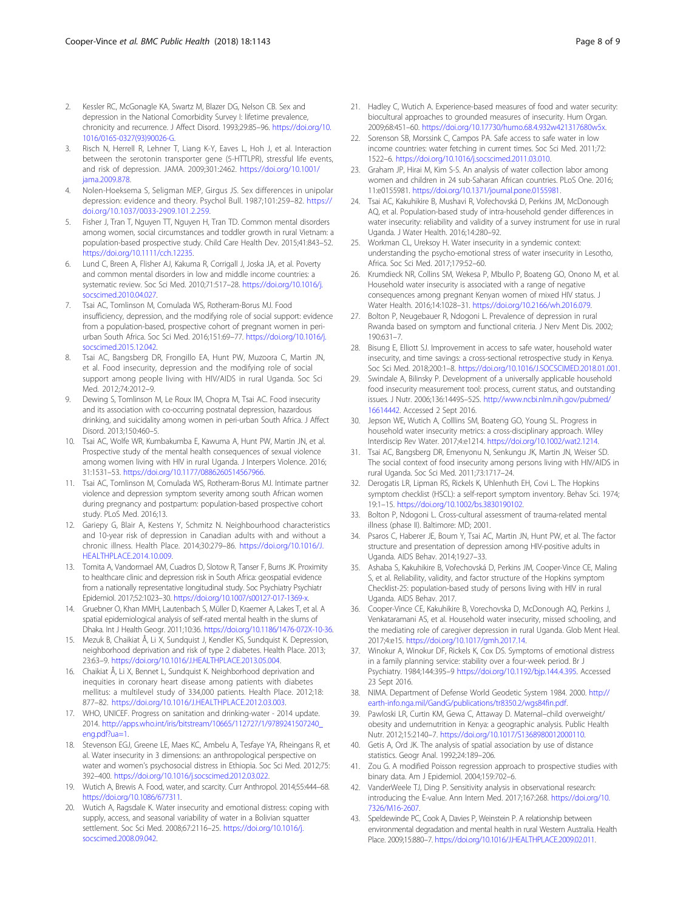2. Kessler RC, McGonagle KA, Swartz M, Blazer DG, Nelson CB. Sex and depression in the National Comorbidity Survey I: lifetime prevalence, chronicity and recurrence. J Affect Disord. 1993;29:85–96. https://doi.org/10.1016/0165-0327(93)90026-G.
3. Risch N, Herrell R, Lehner T, Liang K-Y, Eaves L, Hoh J, et al. Interaction between the serotonin transporter gene (5-HTTLPR), stressful life events, and risk of depression. JAMA. 2009;301:2462. https://doi.org/10.1001/jama.2009.878.
4. Nolen-Hoeksema S, Seligman MEP, Girgus JS. Sex differences in unipolar depression: evidence and theory. Psychol Bull. 1987;101:259–82. https://doi.org/10.1037/0033-2909.101.2.259.
5. Fisher J, Tran T, Nguyen TT, Nguyen H, Tran TD. Common mental disorders among women, social circumstances and toddler growth in rural Vietnam: a population-based prospective study. Child Care Health Dev. 2015;41:843–52. https://doi.org/10.1111/cch.12235.
6. Lund C, Breen A, Flisher AJ, Kakuma R, Corrigall J, Joska JA, et al. Poverty and common mental disorders in low and middle income countries: a systematic review. Soc Sci Med. 2010;71:517–28. https://doi.org/10.1016/j.socscimed.2010.04.027.
7. Tsai AC, Tomlinson M, Comulada WS, Rotheram-Borus MJ. Food insufficiency, depression, and the modifying role of social support: evidence from a population-based, prospective cohort of pregnant women in peri-urban South Africa. Soc Sci Med. 2016;151:69–77. https://doi.org/10.1016/j.socscimed.2015.12.042.
8. Tsai AC, Bangsberg DR, Frongillo EA, Hunt PW, Muzoora C, Martin JN, et al. Food insecurity, depression and the modifying role of social support among people living with HIV/AIDS in rural Uganda. Soc Sci Med. 2012;74:2012–9.
9. Dewing S, Tomlinson M, Le Roux IM, Chopra M, Tsai AC. Food insecurity and its association with co-occurring postnatal depression, hazardous drinking, and suicidality among women in peri-urban South Africa. J Affect Disord. 2013;150:460–5.
10. Tsai AC, Wolfe WR, Kumbakumba E, Kawuma A, Hunt PW, Martin JN, et al. Prospective study of the mental health consequences of sexual violence among women living with HIV in rural Uganda. J Interpers Violence. 2016;31:1531–53. https://doi.org/10.1177/0886260514567966.
11. Tsai AC, Tomlinson M, Comulada WS, Rotheram-Borus MJ. Intimate partner violence and depression symptom severity among south African women during pregnancy and postpartum: population-based prospective cohort study. PLoS Med. 2016;13.
12. Gariepy G, Blair A, Kestens Y, Schmitz N. Neighbourhood characteristics and 10-year risk of depression in Canadian adults with and without a chronic illness. Health Place. 2014;30:279–86. https://doi.org/10.1016/J.HEALTHPLACE.2014.10.009.
13. Tomita A, Vandormael AM, Cuadros D, Slotow R, Tanser F, Burns JK. Proximity to healthcare clinic and depression risk in South Africa: geospatial evidence from a nationally representative longitudinal study. Soc Psychiatry Psychiatr Epidemiol. 2017;52:1023–30. https://doi.org/10.1007/s00127-017-1369-x.
14. Gruebner O, Khan MMH, Lautenbach S, Müller D, Kraemer A, Lakes T, et al. A spatial epidemiological analysis of self-rated mental health in the slums of Dhaka. Int J Health Geogr. 2011;10:36. https://doi.org/10.1186/1476-072X-10-36.
15. Mezuk B, Chaikiat Å, Li X, Sundquist J, Kendler KS, Sundquist K. Depression, neighborhood deprivation and risk of type 2 diabetes. Health Place. 2013;23:63–9. https://doi.org/10.1016/J.HEALTHPLACE.2013.05.004.
16. Chaikiat Å, Li X, Bennet L, Sundquist K. Neighborhood deprivation and inequities in coronary heart disease among patients with diabetes mellitus: a multilevel study of 334,000 patients. Health Place. 2012;18:877–82. https://doi.org/10.1016/J.HEALTHPLACE.2012.03.003.
17. WHO, UNICEF. Progress on sanitation and drinking-water - 2014 update. 2014. http://apps.who.int/iris/bitstream/10665/112727/1/9789241507240_eng.pdf?ua=1.
18. Stevenson EGJ, Greene LE, Maes KC, Ambelu A, Tesfaye YA, Rheingans R, et al. Water insecurity in 3 dimensions: an anthropological perspective on water and women's psychosocial distress in Ethiopia. Soc Sci Med. 2012;75:392–400. https://doi.org/10.1016/j.socscimed.2012.03.022.
19. Wutich A, Brewis A. Food, water, and scarcity. Curr Anthropol. 2014;55:444–68. https://doi.org/10.1086/677311.
20. Wutich A, Ragsdale K. Water insecurity and emotional distress: coping with supply, access, and seasonal variability of water in a Bolivian squatter settlement. Soc Sci Med. 2008;67:2116–25. https://doi.org/10.1016/j.socscimed.2008.09.042.
21. Hadley C, Wutich A. Experience-based measures of food and water security: biocultural approaches to grounded measures of insecurity. Hum Organ. 2009;68:451–60. https://doi.org/10.17730/humo.68.4.932w421317680w5x.
22. Sorenson SB, Morssink C, Campos PA. Safe access to safe water in low income countries: water fetching in current times. Soc Sci Med. 2011;72:1522–6. https://doi.org/10.1016/j.socscimed.2011.03.010.
23. Graham JP, Hirai M, Kim S-S. An analysis of water collection labor among women and children in 24 sub-Saharan African countries. PLoS One. 2016;11:e0155981. https://doi.org/10.1371/journal.pone.0155981.
24. Tsai AC, Kakuhikire B, Mushavi R, Vořechovská D, Perkins JM, McDonough AQ, et al. Population-based study of intra-household gender differences in water insecurity: reliability and validity of a survey instrument for use in rural Uganda. J Water Health. 2016;14:280–92.
25. Workman CL, Ureksoy H. Water insecurity in a syndemic context: understanding the psycho-emotional stress of water insecurity in Lesotho, Africa. Soc Sci Med. 2017;179:52–60.
26. Krumdieck NR, Collins SM, Wekesa P, Mbullo P, Boateng GO, Onono M, et al. Household water insecurity is associated with a range of negative consequences among pregnant Kenyan women of mixed HIV status. J Water Health. 2016;14:1028–31. https://doi.org/10.2166/wh.2016.079.
27. Bolton P, Neugebauer R, Ndogoni L. Prevalence of depression in rural Rwanda based on symptom and functional criteria. J Nerv Ment Dis. 2002;190:631–7.
28. Bisung E, Elliott SJ. Improvement in access to safe water, household water insecurity, and time savings: a cross-sectional retrospective study in Kenya. Soc Sci Med. 2018;200:1–8. https://doi.org/10.1016/J.SOCSCIMED.2018.01.001.
29. Swindale A, Bilinsky P. Development of a universally applicable household food insecurity measurement tool: process, current status, and outstanding issues. J Nutr. 2006;136:1449S–52S. http://www.ncbi.nlm.nih.gov/pubmed/16614442. Accessed 2 Sept 2016.
30. Jepson WE, Wutich A, Colllins SM, Boateng GO, Young SL. Progress in household water insecurity metrics: a cross-disciplinary approach. Wiley Interdiscip Rev Water. 2017;4:e1214. https://doi.org/10.1002/wat2.1214.
31. Tsai AC, Bangsberg DR, Emenyonu N, Senkungu JK, Martin JN, Weiser SD. The social context of food insecurity among persons living with HIV/AIDS in rural Uganda. Soc Sci Med. 2011;73:1717–24.
32. Derogatis LR, Lipman RS, Rickels K, Uhlenhuth EH, Covi L. The Hopkins symptom checklist (HSCL): a self-report symptom inventory. Behav Sci. 1974;19:1–15. https://doi.org/10.1002/bs.3830190102.
33. Bolton P, Ndogoni L. Cross-cultural assessment of trauma-related mental illness (phase II). Baltimore: MD; 2001.
34. Psaros C, Haberer JE, Boum Y, Tsai AC, Martin JN, Hunt PW, et al. The factor structure and presentation of depression among HIV-positive adults in Uganda. AIDS Behav. 2014;19:27–33.
35. Ashaba S, Kakuhikire B, Vořechovská D, Perkins JM, Cooper-Vince CE, Maling S, et al. Reliability, validity, and factor structure of the Hopkins symptom Checklist-25: population-based study of persons living with HIV in rural Uganda. AIDS Behav. 2017.
36. Cooper-Vince CE, Kakuhikire B, Vorechovska D, McDonough AQ, Perkins J, Venkataramani AS, et al. Household water insecurity, missed schooling, and the mediating role of caregiver depression in rural Uganda. Glob Ment Heal. 2017;4:e15. https://doi.org/10.1017/gmh.2017.14.
37. Winokur A, Winokur DF, Rickels K, Cox DS. Symptoms of emotional distress in a family planning service: stability over a four-week period. Br J Psychiatry. 1984;144:395–9 https://doi.org/10.1192/bjp.144.4.395. Accessed 23 Sept 2016.
38. NIMA. Department of Defense World Geodetic System 1984. 2000. http://earth-info.nga.mil/GandG/publications/tr8350.2/wgs84fin.pdf.
39. Pawloski LR, Curtin KM, Gewa C, Attaway D. Maternal–child overweight/obesity and undernutrition in Kenya: a geographic analysis. Public Health Nutr. 2012;15:2140–7. https://doi.org/10.1017/S1368980012000110.
40. Getis A, Ord JK. The analysis of spatial association by use of distance statistics. Geogr Anal. 1992;24:189–206.
41. Zou G. A modified Poisson regression approach to prospective studies with binary data. Am J Epidemiol. 2004;159:702–6.
42. VanderWeele TJ, Ding P. Sensitivity analysis in observational research: introducing the E-value. Ann Intern Med. 2017;167:268. https://doi.org/10.7326/M16-2607.
43. Speldewinde PC, Cook A, Davies P, Weinstein P. A relationship between environmental degradation and mental health in rural Western Australia. Health Place. 2009;15:880–7. https://doi.org/10.1016/J.HEALTHPLACE.2009.02.011.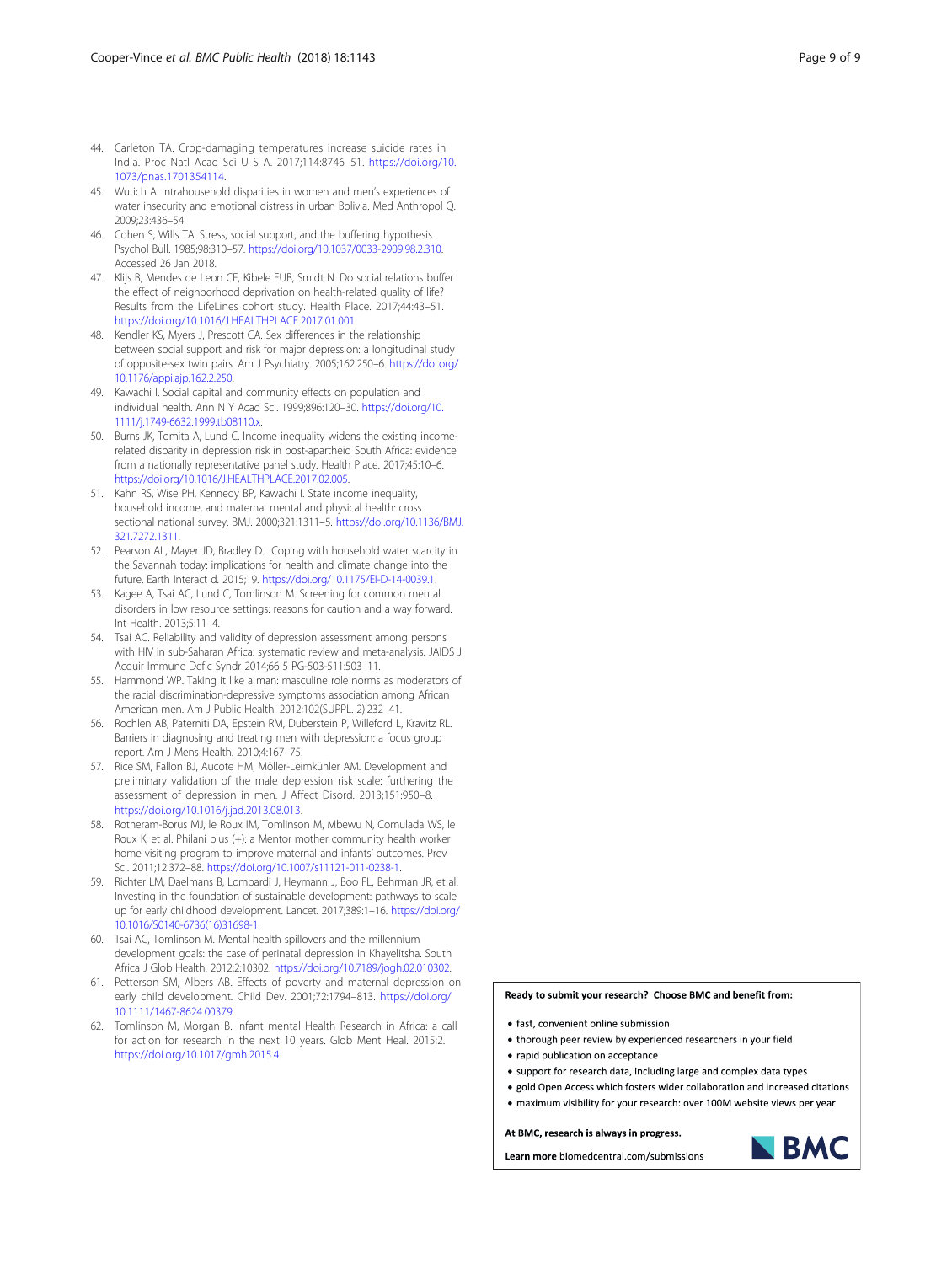44. Carleton TA. Crop-damaging temperatures increase suicide rates in India. Proc Natl Acad Sci U S A. 2017;114:8746–51. https://doi.org/10.1073/pnas.1701354114.
45. Wutich A. Intrahousehold disparities in women and men's experiences of water insecurity and emotional distress in urban Bolivia. Med Anthropol Q. 2009;23:436–54.
46. Cohen S, Wills TA. Stress, social support, and the buffering hypothesis. Psychol Bull. 1985;98:310–57. https://doi.org/10.1037/0033-2909.98.2.310. Accessed 26 Jan 2018.
47. Klijs B, Mendes de Leon CF, Kibele EUB, Smidt N. Do social relations buffer the effect of neighborhood deprivation on health-related quality of life? Results from the LifeLines cohort study. Health Place. 2017;44:43–51. https://doi.org/10.1016/J.HEALTHPLACE.2017.01.001.
48. Kendler KS, Myers J, Prescott CA. Sex differences in the relationship between social support and risk for major depression: a longitudinal study of opposite-sex twin pairs. Am J Psychiatry. 2005;162:250–6. https://doi.org/10.1176/appi.ajp.162.2.250.
49. Kawachi I. Social capital and community effects on population and individual health. Ann N Y Acad Sci. 1999;896:120–30. https://doi.org/10.1111/j.1749-6632.1999.tb08110.x.
50. Burns JK, Tomita A, Lund C. Income inequality widens the existing income-related disparity in depression risk in post-apartheid South Africa: evidence from a nationally representative panel study. Health Place. 2017;45:10–6. https://doi.org/10.1016/J.HEALTHPLACE.2017.02.005.
51. Kahn RS, Wise PH, Kennedy BP, Kawachi I. State income inequality, household income, and maternal mental and physical health: cross sectional national survey. BMJ. 2000;321:1311–5. https://doi.org/10.1136/BMJ.321.7272.1311.
52. Pearson AL, Mayer JD, Bradley DJ. Coping with household water scarcity in the Savannah today: implications for health and climate change into the future. Earth Interact d. 2015;19. https://doi.org/10.1175/EI-D-14-0039.1.
53. Kagee A, Tsai AC, Lund C, Tomlinson M. Screening for common mental disorders in low resource settings: reasons for caution and a way forward. Int Health. 2013;5:11–4.
54. Tsai AC. Reliability and validity of depression assessment among persons with HIV in sub-Saharan Africa: systematic review and meta-analysis. JAIDS J Acquir Immune Defic Syndr 2014;66 5 PG-503-511:503–11.
55. Hammond WP. Taking it like a man: masculine role norms as moderators of the racial discrimination-depressive symptoms association among African American men. Am J Public Health. 2012;102(SUPPL. 2):232–41.
56. Rochlen AB, Paterniti DA, Epstein RM, Duberstein P, Willeford L, Kravitz RL. Barriers in diagnosing and treating men with depression: a focus group report. Am J Mens Health. 2010;4:167–75.
57. Rice SM, Fallon BJ, Aucote HM, Möller-Leimkühler AM. Development and preliminary validation of the male depression risk scale: furthering the assessment of depression in men. J Affect Disord. 2013;151:950–8. https://doi.org/10.1016/j.jad.2013.08.013.
58. Rotheram-Borus MJ, le Roux IM, Tomlinson M, Mbewu N, Comulada WS, le Roux K, et al. Philani plus (+): a Mentor mother community health worker home visiting program to improve maternal and infants' outcomes. Prev Sci. 2011;12:372–88. https://doi.org/10.1007/s11121-011-0238-1.
59. Richter LM, Daelmans B, Lombardi J, Heymann J, Boo FL, Behrman JR, et al. Investing in the foundation of sustainable development: pathways to scale up for early childhood development. Lancet. 2017;389:1–16. https://doi.org/10.1016/S0140-6736(16)31698-1.
60. Tsai AC, Tomlinson M. Mental health spillovers and the millennium development goals: the case of perinatal depression in Khayelitsha. South Africa J Glob Health. 2012;2:10302. https://doi.org/10.7189/jogh.02.010302.
61. Petterson SM, Albers AB. Effects of poverty and maternal depression on early child development. Child Dev. 2001;72:1794–813. https://doi.org/10.1111/1467-8624.00379.
62. Tomlinson M, Morgan B. Infant mental Health Research in Africa: a call for action for research in the next 10 years. Glob Ment Heal. 2015;2. https://doi.org/10.1017/gmh.2015.4.

**Ready to submit your research? Choose BMC and benefit from:**

- fast, convenient online submission
- thorough peer review by experienced researchers in your field
- rapid publication on acceptance
- support for research data, including large and complex data types
- gold Open Access which fosters wider collaboration and increased citations
- maximum visibility for your research: over 100M website views per year

**At BMC, research is always in progress.**

**Learn more** biomedcentral.com/submissions

BMC